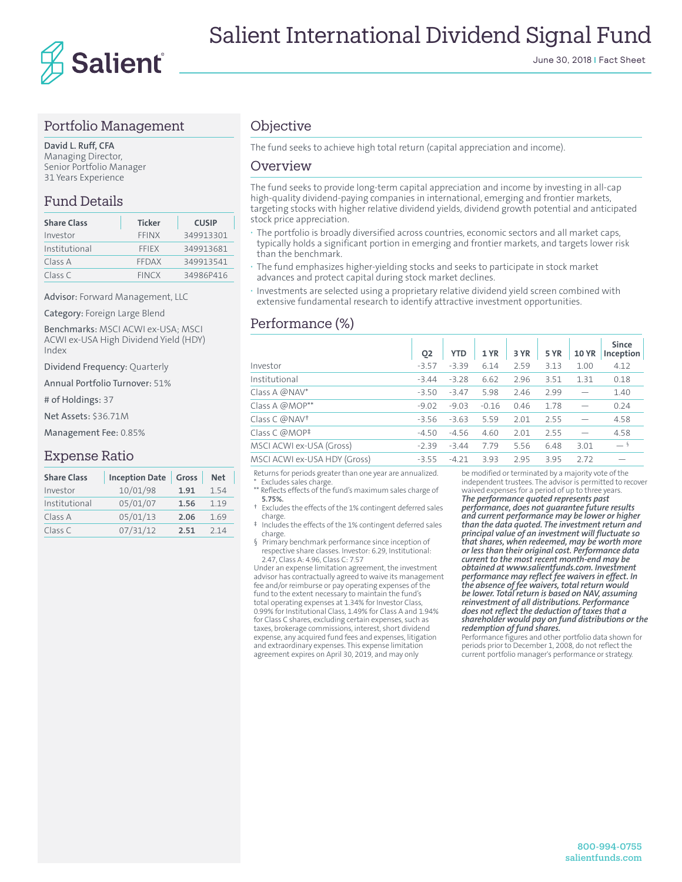# Salient International Dividend Signal Fund

June 30, 2018 | Fact Sheet

## Portfolio Management

**David L. Ruff, CFA**
Managing Director,
Senior Portfolio Manager
31 Years Experience

## Fund Details

| Share Class | Ticker | CUSIP |
|---|---|---|
| Investor | FFINX | 349913301 |
| Institutional | FFIEX | 349913681 |
| Class A | FFDAX | 349913541 |
| Class C | FINCX | 34986P416 |

**Advisor:** Forward Management, LLC

**Category:** Foreign Large Blend

**Benchmarks:** MSCI ACWI ex-USA; MSCI ACWI ex-USA High Dividend Yield (HDY) Index

**Dividend Frequency:** Quarterly

**Annual Portfolio Turnover:** 51%

**# of Holdings:** 37

**Net Assets:** $36.71M

**Management Fee:** 0.85%

## Expense Ratio

| Share Class | Inception Date | Gross | Net |
|---|---|---|---|
| Investor | 10/01/98 | **1.91** | 1.54 |
| Institutional | 05/01/07 | **1.56** | 1.19 |
| Class A | 05/01/13 | **2.06** | 1.69 |
| Class C | 07/31/12 | **2.51** | 2.14 |

## Objective

The fund seeks to achieve high total return (capital appreciation and income).

## Overview

The fund seeks to provide long-term capital appreciation and income by investing in all-cap high-quality dividend-paying companies in international, emerging and frontier markets, targeting stocks with higher relative dividend yields, dividend growth potential and anticipated stock price appreciation.

- The portfolio is broadly diversified across countries, economic sectors and all market caps, typically holds a significant portion in emerging and frontier markets, and targets lower risk than the benchmark.
- The fund emphasizes higher-yielding stocks and seeks to participate in stock market advances and protect capital during stock market declines.
- Investments are selected using a proprietary relative dividend yield screen combined with extensive fundamental research to identify attractive investment opportunities.

## Performance (%)

| | Q2 | YTD | 1 YR | 3 YR | 5 YR | 10 YR | Since Inception |
|---|---|---|---|---|---|---|---|
| Investor | -3.57 | -3.39 | 6.14 | 2.59 | 3.13 | 1.00 | 4.12 |
| Institutional | -3.44 | -3.28 | 6.62 | 2.96 | 3.51 | 1.31 | 0.18 |
| Class A @NAV* | -3.50 | -3.47 | 5.98 | 2.46 | 2.99 | — | 1.40 |
| Class A @MOP** | -9.02 | -9.03 | -0.16 | 0.46 | 1.78 | — | 0.24 |
| Class C @NAV† | -3.56 | -3.63 | 5.59 | 2.01 | 2.55 | — | 4.58 |
| Class C @MOP‡ | -4.50 | -4.56 | 4.60 | 2.01 | 2.55 | — | 4.58 |
| MSCI ACWI ex-USA (Gross) | -2.39 | -3.44 | 7.79 | 5.56 | 6.48 | 3.01 | — § |
| MSCI ACWI ex-USA HDY (Gross) | -3.55 | -4.21 | 3.93 | 2.95 | 3.95 | 2.72 | — |

Returns for periods greater than one year are annualized.

\* Excludes sales charge.

** Reflects effects of the fund's maximum sales charge of **5.75%.**

† Excludes the effects of the 1% contingent deferred sales charge.

‡ Includes the effects of the 1% contingent deferred sales charge.

§ Primary benchmark performance since inception of respective share classes. Investor: 6.29, Institutional: 2.47, Class A: 4.96, Class C: 7.57

Under an expense limitation agreement, the investment advisor has contractually agreed to waive its management fee and/or reimburse or pay operating expenses of the fund to the extent necessary to maintain the fund's total operating expenses at 1.34% for Investor Class, 0.99% for Institutional Class, 1.49% for Class A and 1.94% for Class C shares, excluding certain expenses, such as taxes, brokerage commissions, interest, short dividend expense, any acquired fund fees and expenses, litigation and extraordinary expenses. This expense limitation agreement expires on April 30, 2019, and may only be modified or terminated by a majority vote of the independent trustees. The advisor is permitted to recover waived expenses for a period of up to three years.

***The performance quoted represents past performance, does not guarantee future results and current performance may be lower or higher than the data quoted. The investment return and principal value of an investment will fluctuate so that shares, when redeemed, may be worth more or less than their original cost. Performance data current to the most recent month-end may be obtained at www.salientfunds.com. Investment performance may reflect fee waivers in effect. In the absence of fee waivers, total return would be lower. Total return is based on NAV, assuming reinvestment of all distributions. Performance does not reflect the deduction of taxes that a shareholder would pay on fund distributions or the redemption of fund shares.***

Performance figures and other portfolio data shown for periods prior to December 1, 2008, do not reflect the current portfolio manager's performance or strategy.

800-994-0755
salientfunds.com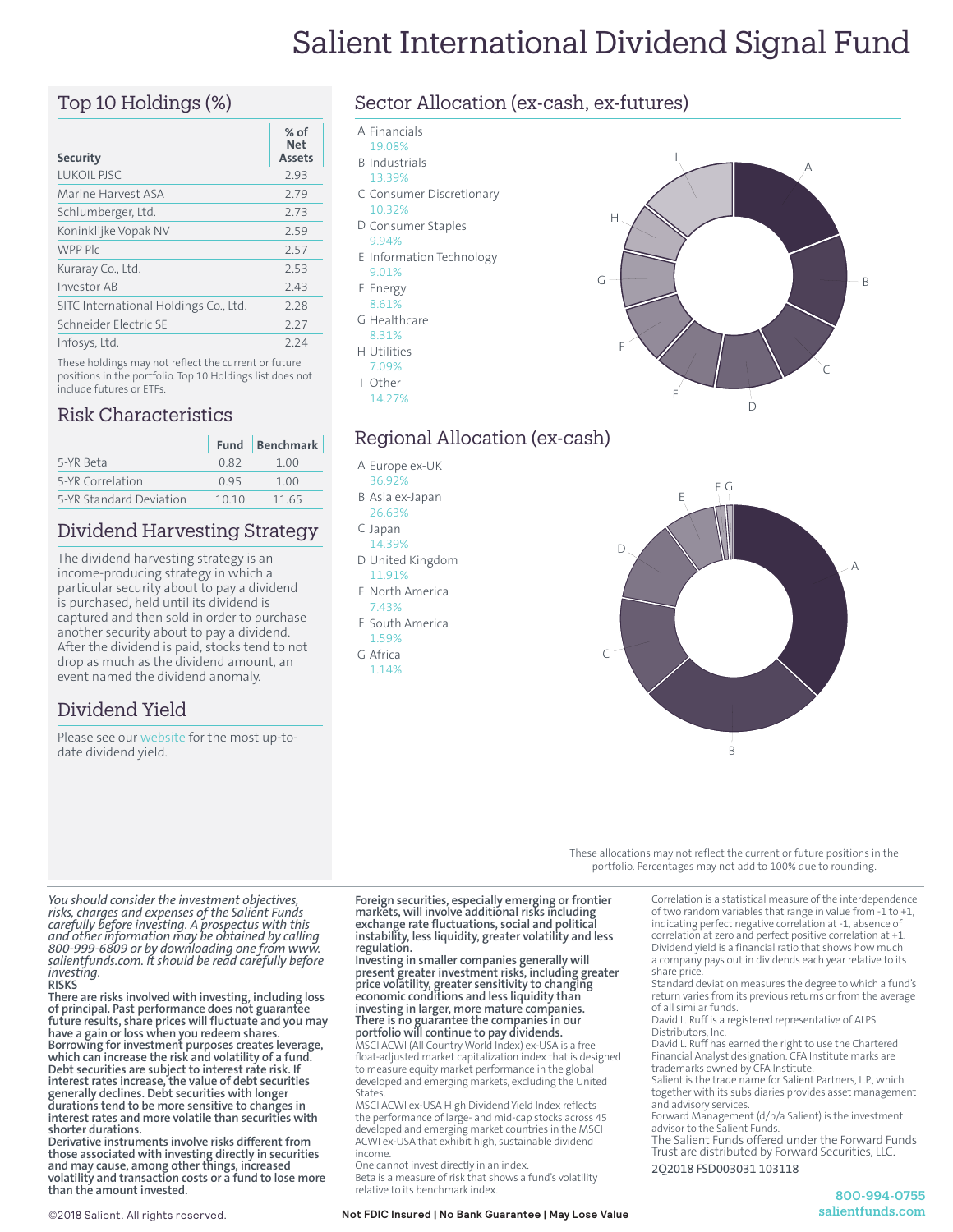# Salient International Dividend Signal Fund

## Top 10 Holdings (%)

| Security | % of Net Assets |
|---|---|
| LUKOIL PJSC | 2.93 |
| Marine Harvest ASA | 2.79 |
| Schlumberger, Ltd. | 2.73 |
| Koninklijke Vopak NV | 2.59 |
| WPP Plc | 2.57 |
| Kuraray Co., Ltd. | 2.53 |
| Investor AB | 2.43 |
| SITC International Holdings Co., Ltd. | 2.28 |
| Schneider Electric SE | 2.27 |
| Infosys, Ltd. | 2.24 |

These holdings may not reflect the current or future positions in the portfolio. Top 10 Holdings list does not include futures or ETFs.

## Risk Characteristics

| | Fund | Benchmark |
|---|---|---|
| 5-YR Beta | 0.82 | 1.00 |
| 5-YR Correlation | 0.95 | 1.00 |
| 5-YR Standard Deviation | 10.10 | 11.65 |

## Dividend Harvesting Strategy

The dividend harvesting strategy is an income-producing strategy in which a particular security about to pay a dividend is purchased, held until its dividend is captured and then sold in order to purchase another security about to pay a dividend. After the dividend is paid, stocks tend to not drop as much as the dividend amount, an event named the dividend anomaly.

## Dividend Yield

Please see our website for the most up-to-date dividend yield.

## Sector Allocation (ex-cash, ex-futures)

A Financials 19.08%
B Industrials 13.39%
C Consumer Discretionary 10.32%
D Consumer Staples 9.94%
E Information Technology 9.01%
F Energy 8.61%
G Healthcare 8.31%
H Utilities 7.09%
I Other 14.27%

## Regional Allocation (ex-cash)

A Europe ex-UK 36.92%
B Asia ex-Japan 26.63%
C Japan 14.39%
D United Kingdom 11.91%
E North America 7.43%
F South America 1.59%
G Africa 1.14%

These allocations may not reflect the current or future positions in the portfolio. Percentages may not add to 100% due to rounding.

*You should consider the investment objectives, risks, charges and expenses of the Salient Funds carefully before investing. A prospectus with this and other information may be obtained by calling 800-999-6809 or by downloading one from www.salientfunds.com. It should be read carefully before investing.*

**RISKS**

**There are risks involved with investing, including loss of principal. Past performance does not guarantee future results, share prices will fluctuate and you may have a gain or loss when you redeem shares.**

**Borrowing for investment purposes creates leverage, which can increase the risk and volatility of a fund.**

**Debt securities are subject to interest rate risk. If interest rates increase, the value of debt securities generally declines. Debt securities with longer durations tend to be more sensitive to changes in interest rates and more volatile than securities with shorter durations.**

**Derivative instruments involve risks different from those associated with investing directly in securities and may cause, among other things, increased volatility and transaction costs or a fund to lose more than the amount invested.**

**Foreign securities, especially emerging or frontier markets, will involve additional risks including exchange rate fluctuations, social and political instability, less liquidity, greater volatility and less regulation.**

**Investing in smaller companies generally will present greater investment risks, including greater price volatility, greater sensitivity to changing economic conditions and less liquidity than investing in larger, more mature companies.**

**There is no guarantee the companies in our portfolio will continue to pay dividends.**

MSCI ACWI (All Country World Index) ex-USA is a free float-adjusted market capitalization index that is designed to measure equity market performance in the global developed and emerging markets, excluding the United States.

MSCI ACWI ex-USA High Dividend Yield Index reflects the performance of large- and mid-cap stocks across 45 developed and emerging market countries in the MSCI ACWI ex-USA that exhibit high, sustainable dividend income.

One cannot invest directly in an index.

Beta is a measure of risk that shows a fund's volatility relative to its benchmark index.

Correlation is a statistical measure of the interdependence of two random variables that range in value from -1 to +1, indicating perfect negative correlation at -1, absence of correlation at zero and perfect positive correlation at +1.

Dividend yield is a financial ratio that shows how much a company pays out in dividends each year relative to its share price.

Standard deviation measures the degree to which a fund's return varies from its previous returns or from the average of all similar funds.

David L. Ruff is a registered representative of ALPS Distributors, Inc.

David L. Ruff has earned the right to use the Chartered Financial Analyst designation. CFA Institute marks are trademarks owned by CFA Institute.

Salient is the trade name for Salient Partners, L.P., which together with its subsidiaries provides asset management and advisory services.

Forward Management (d/b/a Salient) is the investment advisor to the Salient Funds.

The Salient Funds offered under the Forward Funds Trust are distributed by Forward Securities, LLC.

2Q2018 FSD003031 103118

©2018 Salient. All rights reserved.

**Not FDIC Insured | No Bank Guarantee | May Lose Value**

**800-994-0755**
**salientfunds.com**